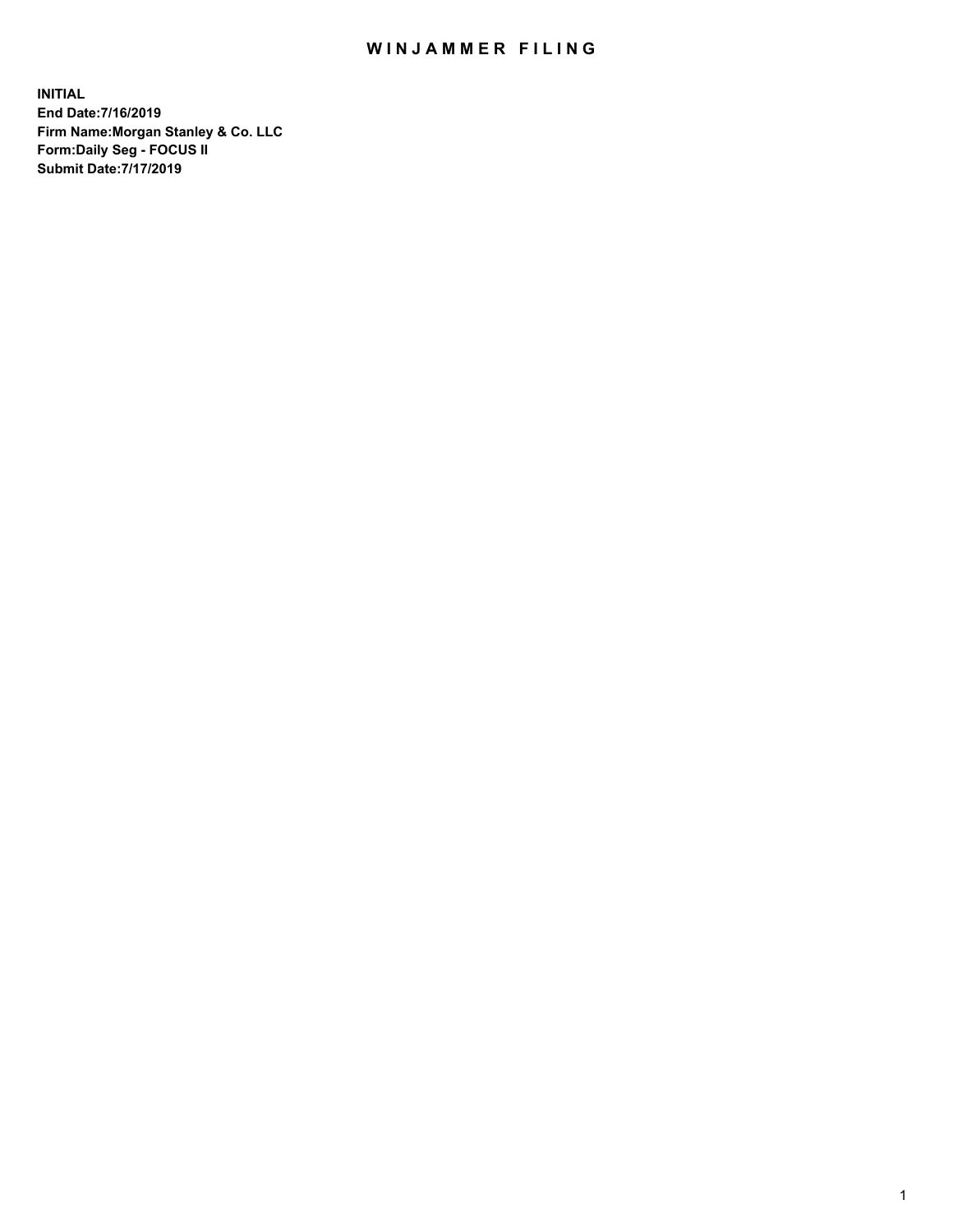# WINJAMMER FILING

**INITIAL**
**End Date:7/16/2019**
**Firm Name:Morgan Stanley & Co. LLC**
**Form:Daily Seg - FOCUS II**
**Submit Date:7/17/2019**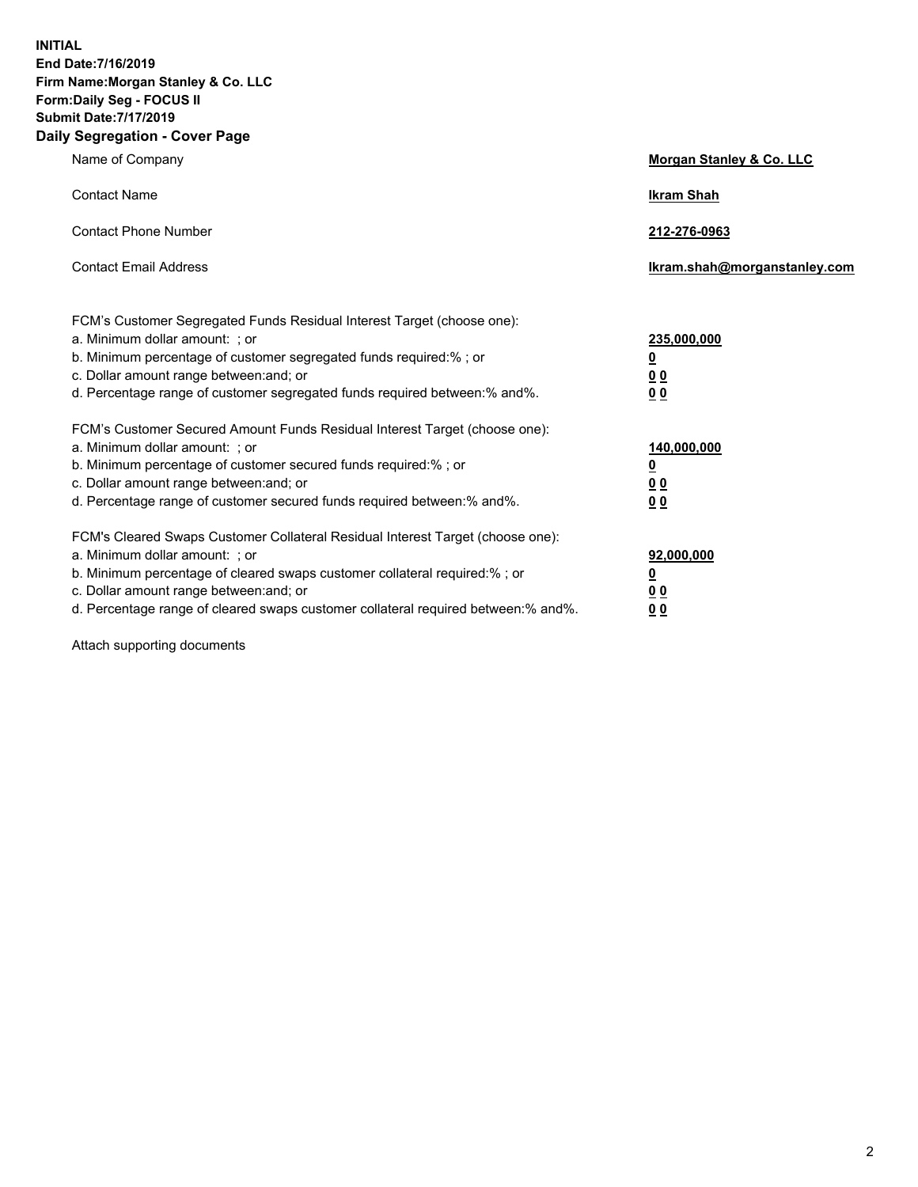**INITIAL**
**End Date:7/16/2019**
**Firm Name:Morgan Stanley & Co. LLC**
**Form:Daily Seg - FOCUS II**
**Submit Date:7/17/2019**
**Daily Segregation - Cover Page**

| | |
|---|---|
| Name of Company | **Morgan Stanley & Co. LLC** |
| Contact Name | **Ikram Shah** |
| Contact Phone Number | **212-276-0963** |
| Contact Email Address | **Ikram.shah@morganstanley.com** |

FCM's Customer Segregated Funds Residual Interest Target (choose one):

| | |
|---|---|
| a. Minimum dollar amount: ; or | **235,000,000** |
| b. Minimum percentage of customer segregated funds required:% ; or | **0** |
| c. Dollar amount range between:and; or | **0 0** |
| d. Percentage range of customer segregated funds required between:% and%. | **0 0** |

FCM's Customer Secured Amount Funds Residual Interest Target (choose one):

| | |
|---|---|
| a. Minimum dollar amount: ; or | **140,000,000** |
| b. Minimum percentage of customer secured funds required:% ; or | **0** |
| c. Dollar amount range between:and; or | **0 0** |
| d. Percentage range of customer secured funds required between:% and%. | **0 0** |

FCM's Cleared Swaps Customer Collateral Residual Interest Target (choose one):

| | |
|---|---|
| a. Minimum dollar amount: ; or | **92,000,000** |
| b. Minimum percentage of cleared swaps customer collateral required:% ; or | **0** |
| c. Dollar amount range between:and; or | **0 0** |
| d. Percentage range of cleared swaps customer collateral required between:% and%. | **0 0** |

Attach supporting documents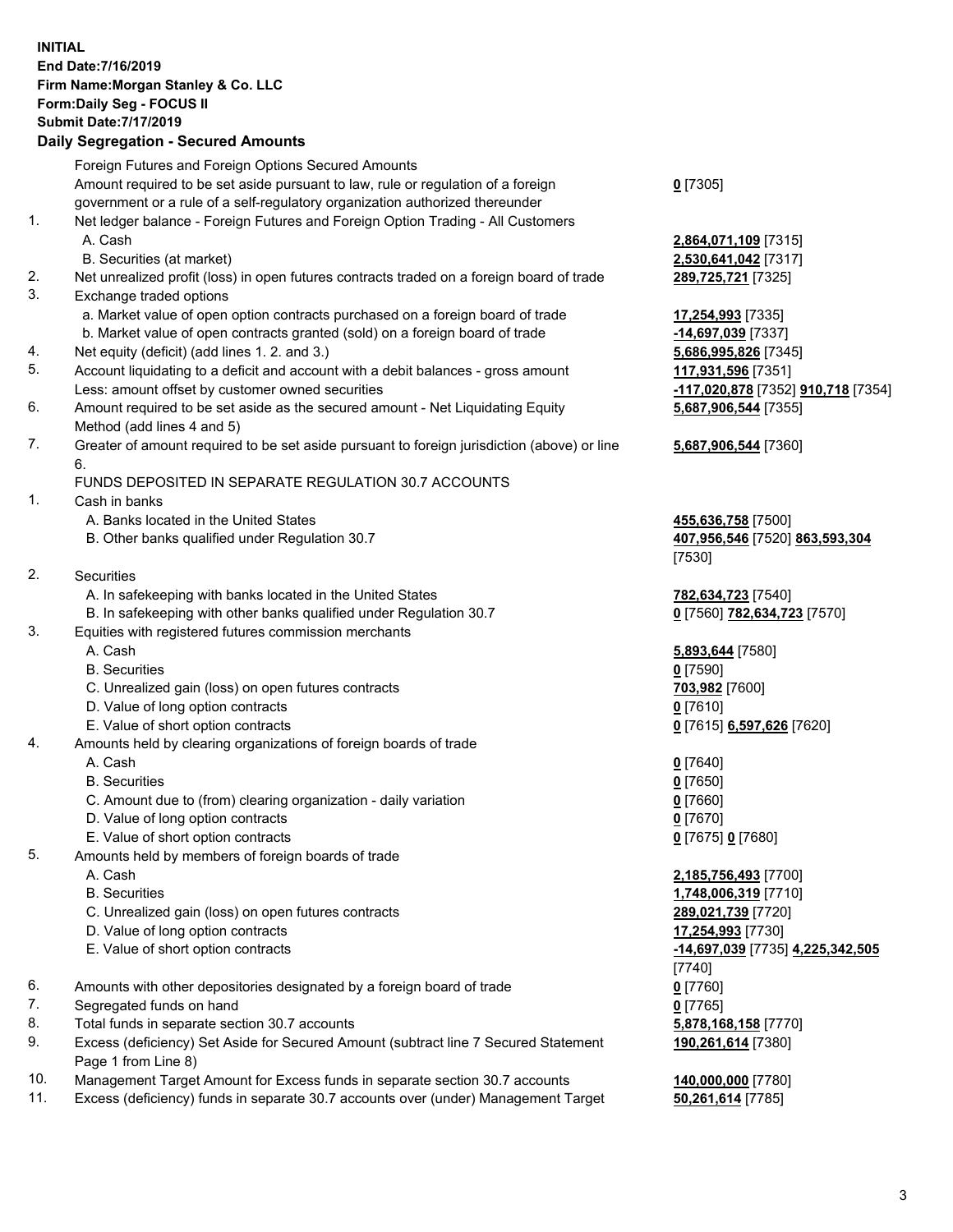**INITIAL**
**End Date:7/16/2019**
**Firm Name:Morgan Stanley & Co. LLC**
**Form:Daily Seg - FOCUS II**
**Submit Date:7/17/2019**

## Daily Segregation - Secured Amounts

| | | |
|---|---|---|
| | Foreign Futures and Foreign Options Secured Amounts | |
| | Amount required to be set aside pursuant to law, rule or regulation of a foreign government or a rule of a self-regulatory organization authorized thereunder | **0** [7305] |
| 1. | Net ledger balance - Foreign Futures and Foreign Option Trading - All Customers | |
| | A. Cash | **2,864,071,109** [7315] |
| | B. Securities (at market) | **2,530,641,042** [7317] |
| 2. | Net unrealized profit (loss) in open futures contracts traded on a foreign board of trade | **289,725,721** [7325] |
| 3. | Exchange traded options | |
| | a. Market value of open option contracts purchased on a foreign board of trade | **17,254,993** [7335] |
| | b. Market value of open contracts granted (sold) on a foreign board of trade | **-14,697,039** [7337] |
| 4. | Net equity (deficit) (add lines 1. 2. and 3.) | **5,686,995,826** [7345] |
| 5. | Account liquidating to a deficit and account with a debit balances - gross amount | **117,931,596** [7351] |
| | Less: amount offset by customer owned securities | **-117,020,878** [7352] **910,718** [7354] |
| 6. | Amount required to be set aside as the secured amount - Net Liquidating Equity Method (add lines 4 and 5) | **5,687,906,544** [7355] |
| 7. | Greater of amount required to be set aside pursuant to foreign jurisdiction (above) or line 6. | **5,687,906,544** [7360] |
| | FUNDS DEPOSITED IN SEPARATE REGULATION 30.7 ACCOUNTS | |
| 1. | Cash in banks | |
| | A. Banks located in the United States | **455,636,758** [7500] |
| | B. Other banks qualified under Regulation 30.7 | **407,956,546** [7520] **863,593,304** [7530] |
| 2. | Securities | |
| | A. In safekeeping with banks located in the United States | **782,634,723** [7540] |
| | B. In safekeeping with other banks qualified under Regulation 30.7 | **0** [7560] **782,634,723** [7570] |
| 3. | Equities with registered futures commission merchants | |
| | A. Cash | **5,893,644** [7580] |
| | B. Securities | **0** [7590] |
| | C. Unrealized gain (loss) on open futures contracts | **703,982** [7600] |
| | D. Value of long option contracts | **0** [7610] |
| | E. Value of short option contracts | **0** [7615] **6,597,626** [7620] |
| 4. | Amounts held by clearing organizations of foreign boards of trade | |
| | A. Cash | **0** [7640] |
| | B. Securities | **0** [7650] |
| | C. Amount due to (from) clearing organization - daily variation | **0** [7660] |
| | D. Value of long option contracts | **0** [7670] |
| | E. Value of short option contracts | **0** [7675] **0** [7680] |
| 5. | Amounts held by members of foreign boards of trade | |
| | A. Cash | **2,185,756,493** [7700] |
| | B. Securities | **1,748,006,319** [7710] |
| | C. Unrealized gain (loss) on open futures contracts | **289,021,739** [7720] |
| | D. Value of long option contracts | **17,254,993** [7730] |
| | E. Value of short option contracts | **-14,697,039** [7735] **4,225,342,505** [7740] |
| 6. | Amounts with other depositories designated by a foreign board of trade | **0** [7760] |
| 7. | Segregated funds on hand | **0** [7765] |
| 8. | Total funds in separate section 30.7 accounts | **5,878,168,158** [7770] |
| 9. | Excess (deficiency) Set Aside for Secured Amount (subtract line 7 Secured Statement Page 1 from Line 8) | **190,261,614** [7380] |
| 10. | Management Target Amount for Excess funds in separate section 30.7 accounts | **140,000,000** [7780] |
| 11. | Excess (deficiency) funds in separate 30.7 accounts over (under) Management Target | **50,261,614** [7785] |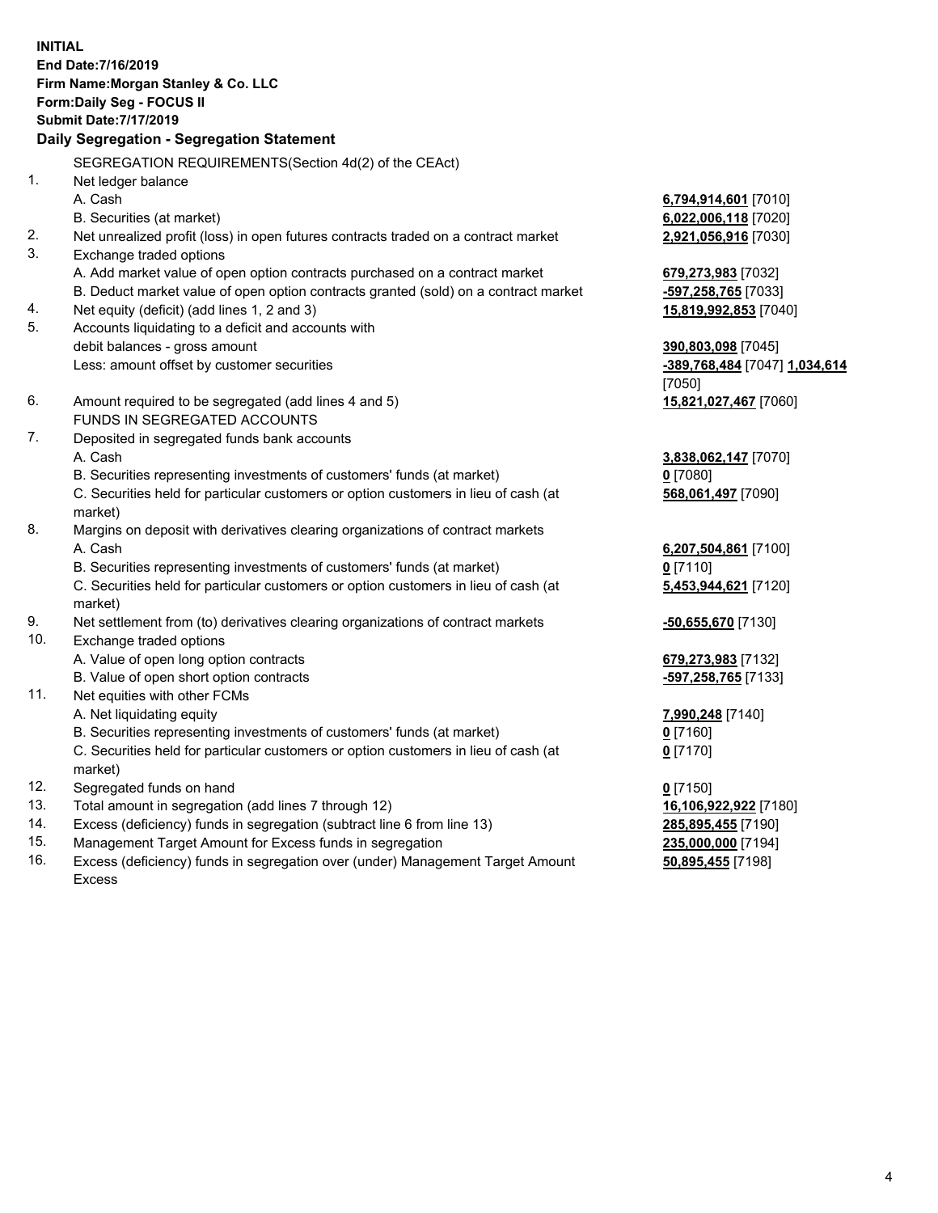**INITIAL**
**End Date:7/16/2019**
**Firm Name:Morgan Stanley & Co. LLC**
**Form:Daily Seg - FOCUS II**
**Submit Date:7/17/2019**

## Daily Segregation - Segregation Statement

| | | |
|---|---|---|
| | SEGREGATION REQUIREMENTS(Section 4d(2) of the CEAct) | |
| 1. | Net ledger balance | |
| | A. Cash | **6,794,914,601** [7010] |
| | B. Securities (at market) | **6,022,006,118** [7020] |
| 2. | Net unrealized profit (loss) in open futures contracts traded on a contract market | **2,921,056,916** [7030] |
| 3. | Exchange traded options | |
| | A. Add market value of open option contracts purchased on a contract market | **679,273,983** [7032] |
| | B. Deduct market value of open option contracts granted (sold) on a contract market | **-597,258,765** [7033] |
| 4. | Net equity (deficit) (add lines 1, 2 and 3) | **15,819,992,853** [7040] |
| 5. | Accounts liquidating to a deficit and accounts with debit balances - gross amount | **390,803,098** [7045] |
| | Less: amount offset by customer securities | **-389,768,484** [7047] **1,034,614** [7050] |
| 6. | Amount required to be segregated (add lines 4 and 5) | **15,821,027,467** [7060] |
| | FUNDS IN SEGREGATED ACCOUNTS | |
| 7. | Deposited in segregated funds bank accounts | |
| | A. Cash | **3,838,062,147** [7070] |
| | B. Securities representing investments of customers' funds (at market) | **0** [7080] |
| | C. Securities held for particular customers or option customers in lieu of cash (at market) | **568,061,497** [7090] |
| 8. | Margins on deposit with derivatives clearing organizations of contract markets | |
| | A. Cash | **6,207,504,861** [7100] |
| | B. Securities representing investments of customers' funds (at market) | **0** [7110] |
| | C. Securities held for particular customers or option customers in lieu of cash (at market) | **5,453,944,621** [7120] |
| 9. | Net settlement from (to) derivatives clearing organizations of contract markets | **-50,655,670** [7130] |
| 10. | Exchange traded options | |
| | A. Value of open long option contracts | **679,273,983** [7132] |
| | B. Value of open short option contracts | **-597,258,765** [7133] |
| 11. | Net equities with other FCMs | |
| | A. Net liquidating equity | **7,990,248** [7140] |
| | B. Securities representing investments of customers' funds (at market) | **0** [7160] |
| | C. Securities held for particular customers or option customers in lieu of cash (at market) | **0** [7170] |
| 12. | Segregated funds on hand | **0** [7150] |
| 13. | Total amount in segregation (add lines 7 through 12) | **16,106,922,922** [7180] |
| 14. | Excess (deficiency) funds in segregation (subtract line 6 from line 13) | **285,895,455** [7190] |
| 15. | Management Target Amount for Excess funds in segregation | **235,000,000** [7194] |
| 16. | Excess (deficiency) funds in segregation over (under) Management Target Amount Excess | **50,895,455** [7198] |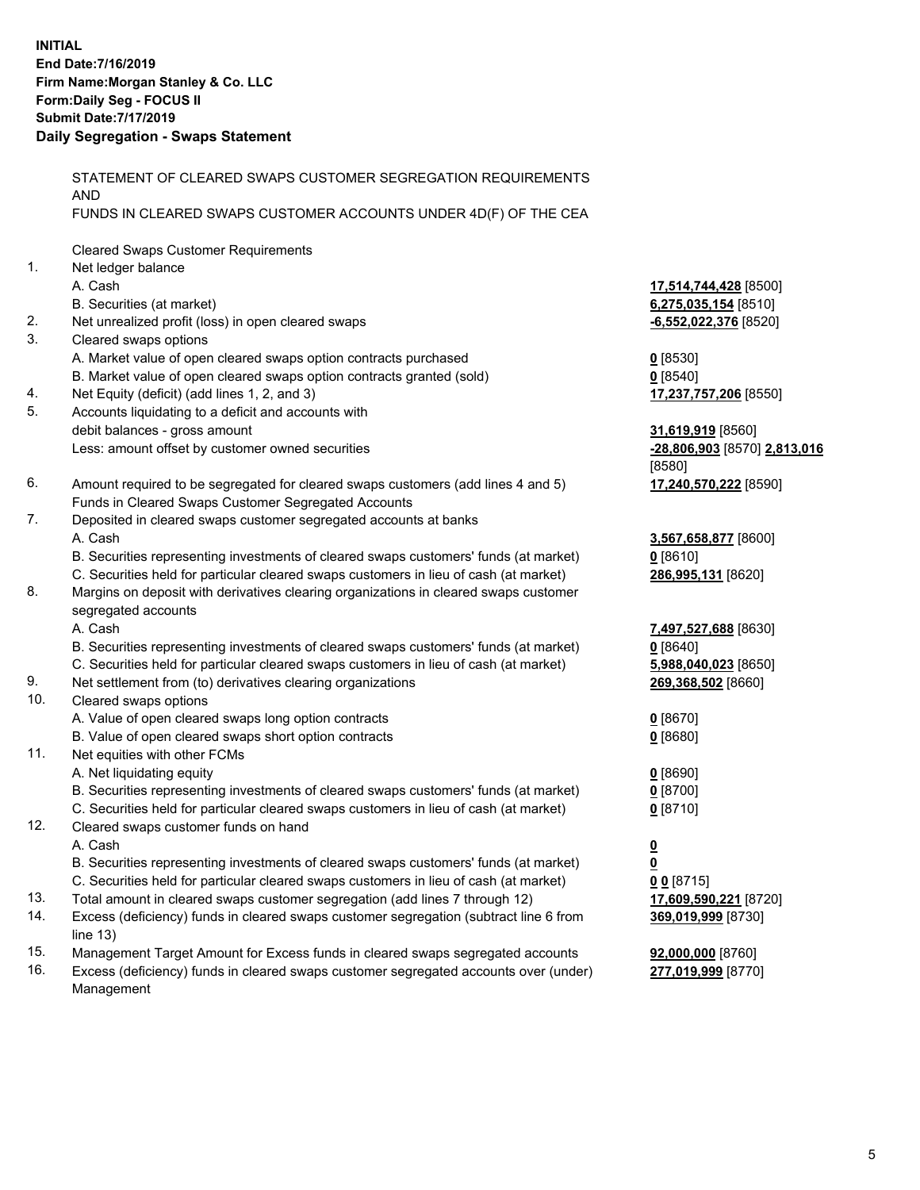**INITIAL**
**End Date:7/16/2019**
**Firm Name:Morgan Stanley & Co. LLC**
**Form:Daily Seg - FOCUS II**
**Submit Date:7/17/2019**
**Daily Segregation - Swaps Statement**

STATEMENT OF CLEARED SWAPS CUSTOMER SEGREGATION REQUIREMENTS AND FUNDS IN CLEARED SWAPS CUSTOMER ACCOUNTS UNDER 4D(F) OF THE CEA

| | | |
|---|---|---|
| | Cleared Swaps Customer Requirements | |
| 1. | Net ledger balance | |
| | A. Cash | **17,514,744,428** [8500] |
| | B. Securities (at market) | **6,275,035,154** [8510] |
| 2. | Net unrealized profit (loss) in open cleared swaps | **-6,552,022,376** [8520] |
| 3. | Cleared swaps options | |
| | A. Market value of open cleared swaps option contracts purchased | **0** [8530] |
| | B. Market value of open cleared swaps option contracts granted (sold) | **0** [8540] |
| 4. | Net Equity (deficit) (add lines 1, 2, and 3) | **17,237,757,206** [8550] |
| 5. | Accounts liquidating to a deficit and accounts with debit balances - gross amount | **31,619,919** [8560] |
| | Less: amount offset by customer owned securities | **-28,806,903** [8570] **2,813,016** [8580] |
| 6. | Amount required to be segregated for cleared swaps customers (add lines 4 and 5) | **17,240,570,222** [8590] |
| | Funds in Cleared Swaps Customer Segregated Accounts | |
| 7. | Deposited in cleared swaps customer segregated accounts at banks | |
| | A. Cash | **3,567,658,877** [8600] |
| | B. Securities representing investments of cleared swaps customers' funds (at market) | **0** [8610] |
| | C. Securities held for particular cleared swaps customers in lieu of cash (at market) | **286,995,131** [8620] |
| 8. | Margins on deposit with derivatives clearing organizations in cleared swaps customer segregated accounts | |
| | A. Cash | **7,497,527,688** [8630] |
| | B. Securities representing investments of cleared swaps customers' funds (at market) | **0** [8640] |
| | C. Securities held for particular cleared swaps customers in lieu of cash (at market) | **5,988,040,023** [8650] |
| 9. | Net settlement from (to) derivatives clearing organizations | **269,368,502** [8660] |
| 10. | Cleared swaps options | |
| | A. Value of open cleared swaps long option contracts | **0** [8670] |
| | B. Value of open cleared swaps short option contracts | **0** [8680] |
| 11. | Net equities with other FCMs | |
| | A. Net liquidating equity | **0** [8690] |
| | B. Securities representing investments of cleared swaps customers' funds (at market) | **0** [8700] |
| | C. Securities held for particular cleared swaps customers in lieu of cash (at market) | **0** [8710] |
| 12. | Cleared swaps customer funds on hand | |
| | A. Cash | **0** |
| | B. Securities representing investments of cleared swaps customers' funds (at market) | **0** |
| | C. Securities held for particular cleared swaps customers in lieu of cash (at market) | **0** **0** [8715] |
| 13. | Total amount in cleared swaps customer segregation (add lines 7 through 12) | **17,609,590,221** [8720] |
| 14. | Excess (deficiency) funds in cleared swaps customer segregation (subtract line 6 from line 13) | **369,019,999** [8730] |
| 15. | Management Target Amount for Excess funds in cleared swaps segregated accounts | **92,000,000** [8760] |
| 16. | Excess (deficiency) funds in cleared swaps customer segregated accounts over (under) Management | **277,019,999** [8770] |